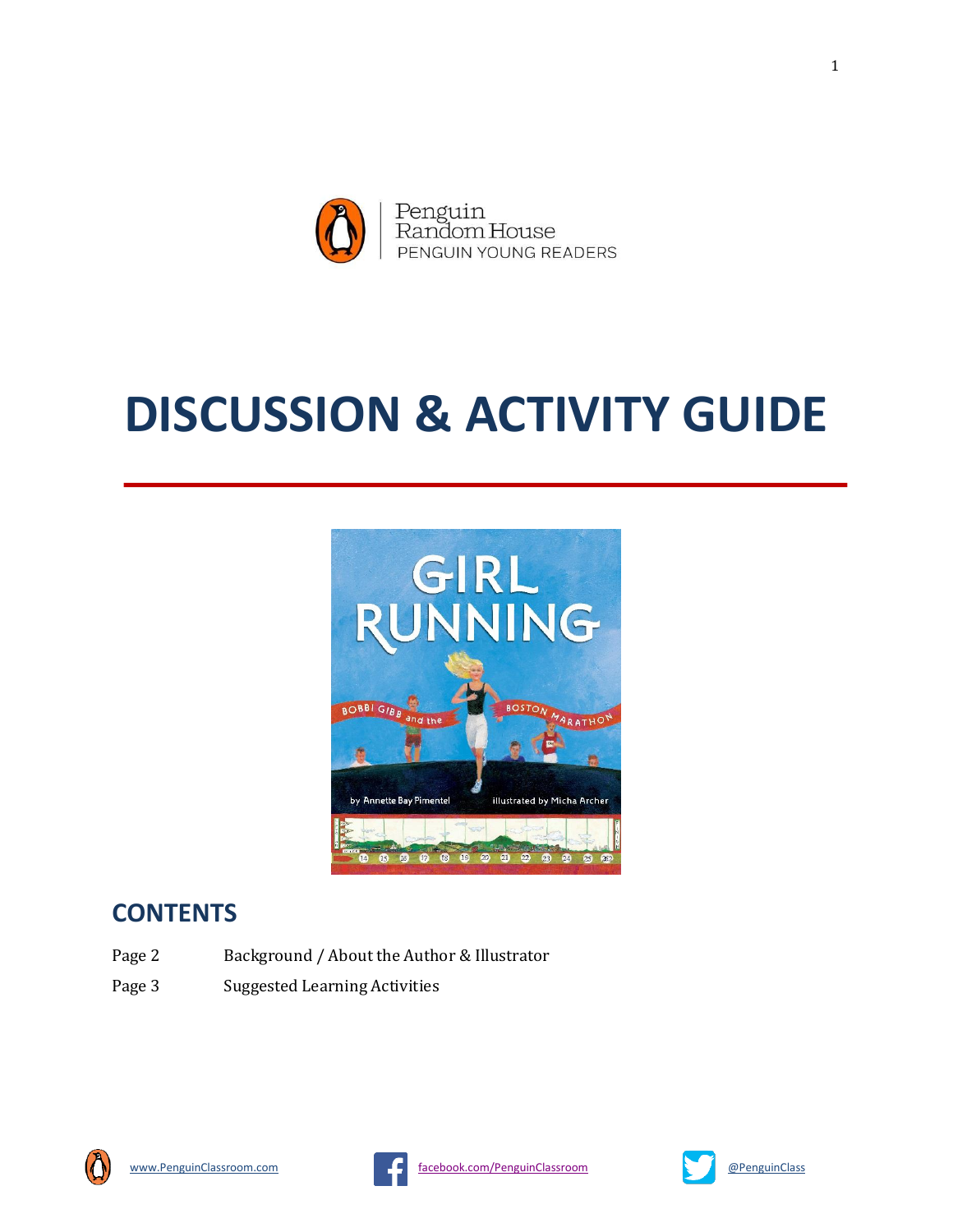Penguin Random House
PENGUIN YOUNG READERS

# DISCUSSION & ACTIVITY GUIDE

GIRL RUNNING

BOBBI GIBB and the BOSTON MARATHON

by Annette Bay Pimentel illustrated by Micha Archer

## CONTENTS

| Page | Section |
| --- | --- |
| Page 2 | Background / About the Author & Illustrator |
| Page 3 | Suggested Learning Activities |

www.PenguinClassroom.com facebook.com/PenguinClassroom @PenguinClass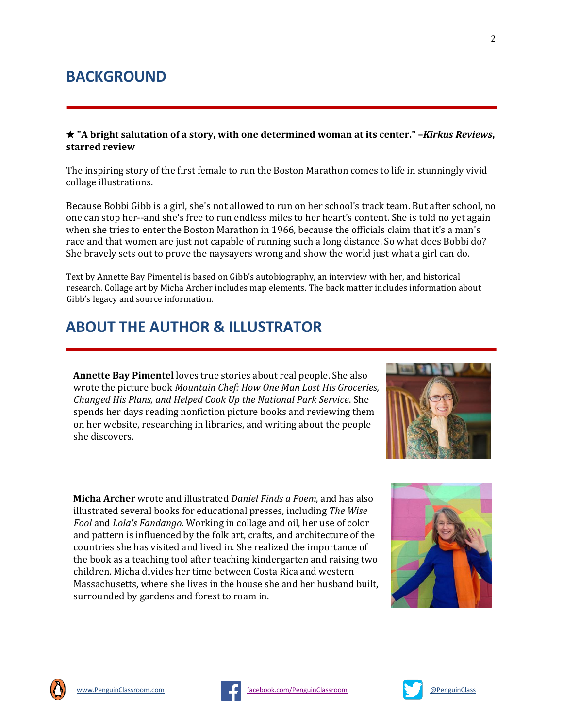## BACKGROUND

**★ "A bright salutation of a story, with one determined woman at its center." –*Kirkus Reviews*, starred review**

The inspiring story of the first female to run the Boston Marathon comes to life in stunningly vivid collage illustrations.

Because Bobbi Gibb is a girl, she's not allowed to run on her school's track team. But after school, no one can stop her--and she's free to run endless miles to her heart's content. She is told no yet again when she tries to enter the Boston Marathon in 1966, because the officials claim that it's a man's race and that women are just not capable of running such a long distance. So what does Bobbi do? She bravely sets out to prove the naysayers wrong and show the world just what a girl can do.

Text by Annette Bay Pimentel is based on Gibb's autobiography, an interview with her, and historical research. Collage art by Micha Archer includes map elements. The back matter includes information about Gibb's legacy and source information.

## ABOUT THE AUTHOR & ILLUSTRATOR

**Annette Bay Pimentel** loves true stories about real people. She also wrote the picture book *Mountain Chef: How One Man Lost His Groceries, Changed His Plans, and Helped Cook Up the National Park Service*. She spends her days reading nonfiction picture books and reviewing them on her website, researching in libraries, and writing about the people she discovers.

**Micha Archer** wrote and illustrated *Daniel Finds a Poem*, and has also illustrated several books for educational presses, including *The Wise Fool* and *Lola's Fandango*. Working in collage and oil, her use of color and pattern is influenced by the folk art, crafts, and architecture of the countries she has visited and lived in. She realized the importance of the book as a teaching tool after teaching kindergarten and raising two children. Micha divides her time between Costa Rica and western Massachusetts, where she lives in the house she and her husband built, surrounded by gardens and forest to roam in.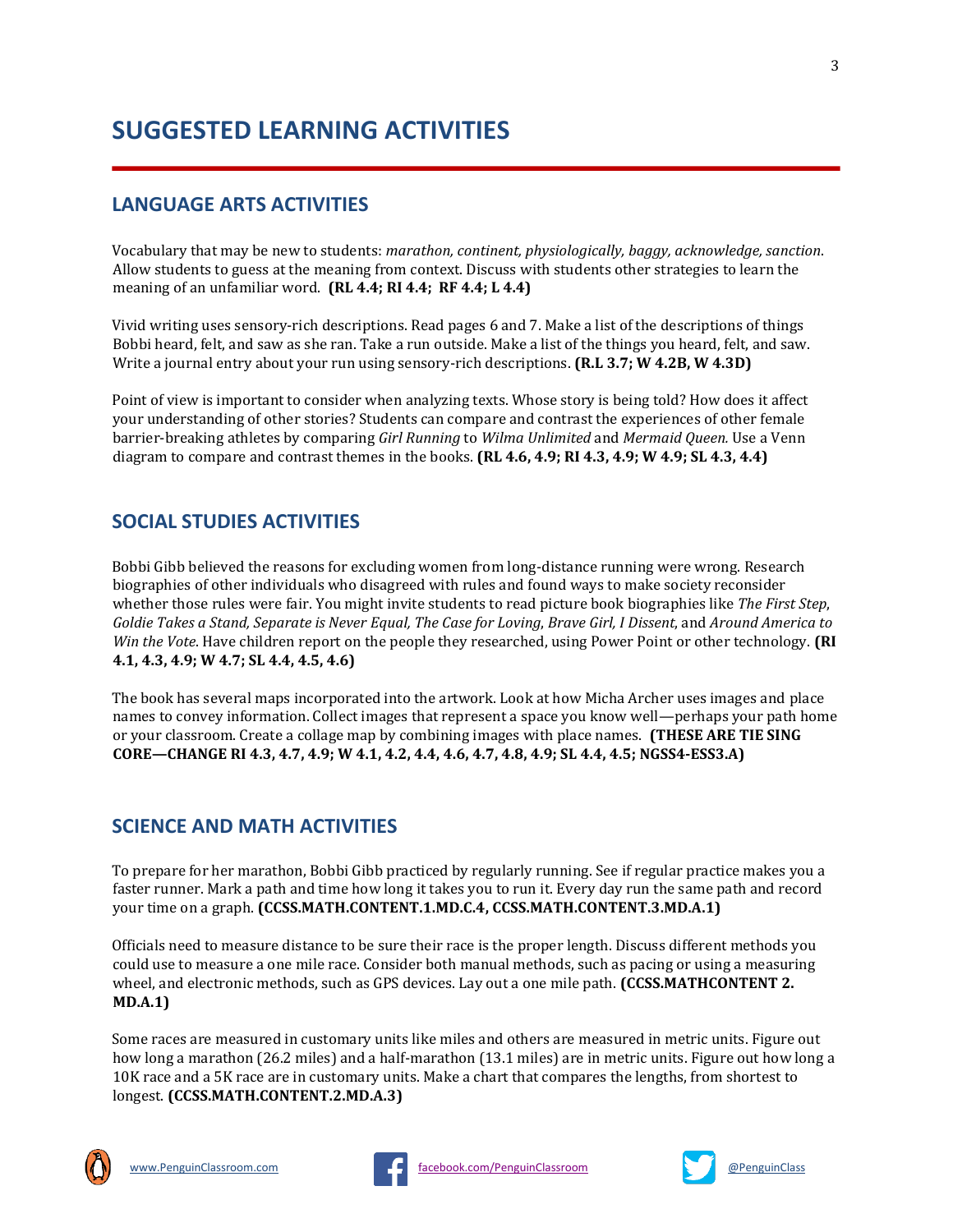# SUGGESTED LEARNING ACTIVITIES

## LANGUAGE ARTS ACTIVITIES

Vocabulary that may be new to students: *marathon, continent, physiologically, baggy, acknowledge, sanction*. Allow students to guess at the meaning from context. Discuss with students other strategies to learn the meaning of an unfamiliar word. **(RL 4.4; RI 4.4; RF 4.4; L 4.4)**

Vivid writing uses sensory-rich descriptions. Read pages 6 and 7. Make a list of the descriptions of things Bobbi heard, felt, and saw as she ran. Take a run outside. Make a list of the things you heard, felt, and saw. Write a journal entry about your run using sensory-rich descriptions. **(R.L 3.7; W 4.2B, W 4.3D)**

Point of view is important to consider when analyzing texts. Whose story is being told? How does it affect your understanding of other stories? Students can compare and contrast the experiences of other female barrier-breaking athletes by comparing *Girl Running* to *Wilma Unlimited* and *Mermaid Queen.* Use a Venn diagram to compare and contrast themes in the books. **(RL 4.6, 4.9; RI 4.3, 4.9; W 4.9; SL 4.3, 4.4)**

## SOCIAL STUDIES ACTIVITIES

Bobbi Gibb believed the reasons for excluding women from long-distance running were wrong. Research biographies of other individuals who disagreed with rules and found ways to make society reconsider whether those rules were fair. You might invite students to read picture book biographies like *The First Step*, *Goldie Takes a Stand, Separate is Never Equal, The Case for Loving, Brave Girl, I Dissent*, and *Around America to Win the Vote*. Have children report on the people they researched, using Power Point or other technology. **(RI 4.1, 4.3, 4.9; W 4.7; SL 4.4, 4.5, 4.6)**

The book has several maps incorporated into the artwork. Look at how Micha Archer uses images and place names to convey information. Collect images that represent a space you know well—perhaps your path home or your classroom. Create a collage map by combining images with place names. **(THESE ARE TIE SING CORE—CHANGE RI 4.3, 4.7, 4.9; W 4.1, 4.2, 4.4, 4.6, 4.7, 4.8, 4.9; SL 4.4, 4.5; NGSS4-ESS3.A)**

## SCIENCE AND MATH ACTIVITIES

To prepare for her marathon, Bobbi Gibb practiced by regularly running. See if regular practice makes you a faster runner. Mark a path and time how long it takes you to run it. Every day run the same path and record your time on a graph. **(CCSS.MATH.CONTENT.1.MD.C.4, CCSS.MATH.CONTENT.3.MD.A.1)**

Officials need to measure distance to be sure their race is the proper length. Discuss different methods you could use to measure a one mile race. Consider both manual methods, such as pacing or using a measuring wheel, and electronic methods, such as GPS devices. Lay out a one mile path. **(CCSS.MATHCONTENT 2. MD.A.1)**

Some races are measured in customary units like miles and others are measured in metric units. Figure out how long a marathon (26.2 miles) and a half-marathon (13.1 miles) are in metric units. Figure out how long a 10K race and a 5K race are in customary units. Make a chart that compares the lengths, from shortest to longest. **(CCSS.MATH.CONTENT.2.MD.A.3)**